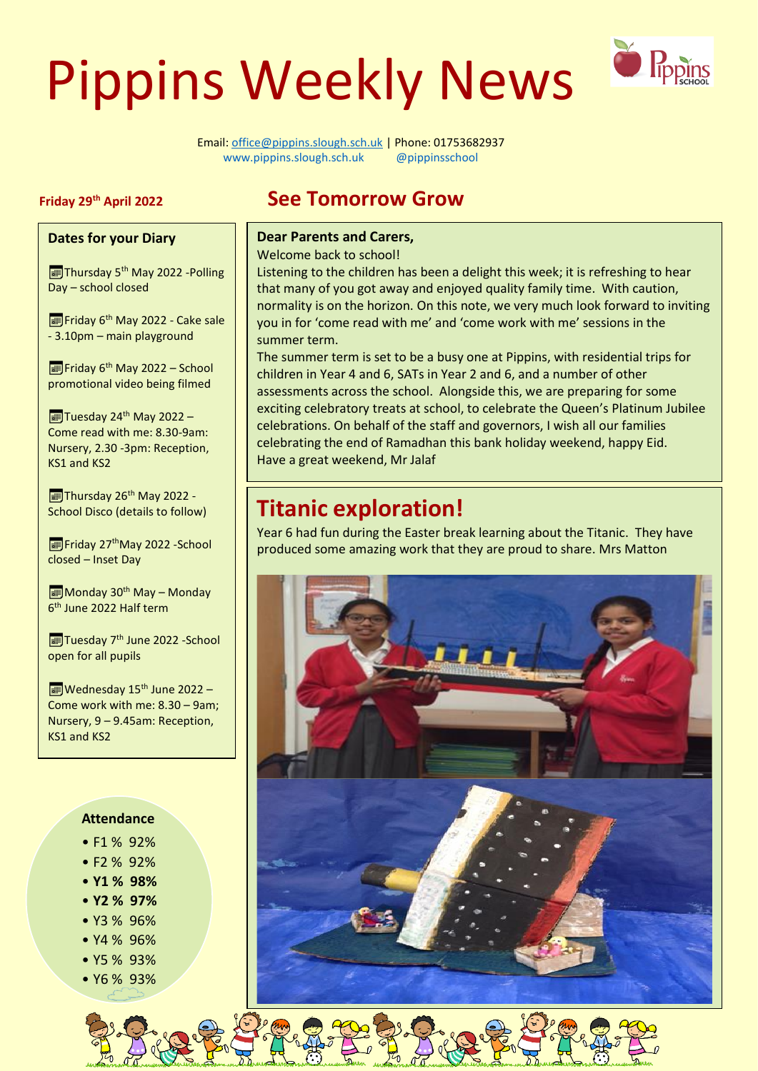# Pippins Weekly News

Email: office@pippins.slough.sch.uk | Phone: 01753682937
www.pippins.slough.sch.uk @pippinsschool

**Friday 29th April 2022**

## See Tomorrow Grow

### Dates for your Diary

- Thursday 5th May 2022 -Polling Day – school closed
- Friday 6th May 2022 - Cake sale - 3.10pm – main playground
- Friday 6th May 2022 – School promotional video being filmed
- Tuesday 24th May 2022 – Come read with me: 8.30-9am: Nursery, 2.30 -3pm: Reception, KS1 and KS2
- Thursday 26th May 2022 - School Disco (details to follow)
- Friday 27th May 2022 -School closed – Inset Day
- Monday 30th May – Monday 6th June 2022 Half term
- Tuesday 7th June 2022 -School open for all pupils
- Wednesday 15th June 2022 – Come work with me: 8.30 – 9am; Nursery, 9 – 9.45am: Reception, KS1 and KS2

### Attendance

- F1 % 92%
- F2 % 92%
- **Y1 % 98%**
- **Y2 % 97%**
- Y3 % 96%
- Y4 % 96%
- Y5 % 93%
- Y6 % 93%

**Dear Parents and Carers,**

Welcome back to school!

Listening to the children has been a delight this week; it is refreshing to hear that many of you got away and enjoyed quality family time. With caution, normality is on the horizon. On this note, we very much look forward to inviting you in for 'come read with me' and 'come work with me' sessions in the summer term.

The summer term is set to be a busy one at Pippins, with residential trips for children in Year 4 and 6, SATs in Year 2 and 6, and a number of other assessments across the school. Alongside this, we are preparing for some exciting celebratory treats at school, to celebrate the Queen's Platinum Jubilee celebrations. On behalf of the staff and governors, I wish all our families celebrating the end of Ramadhan this bank holiday weekend, happy Eid.

Have a great weekend, Mr Jalaf

## Titanic exploration!

Year 6 had fun during the Easter break learning about the Titanic. They have produced some amazing work that they are proud to share. Mrs Matton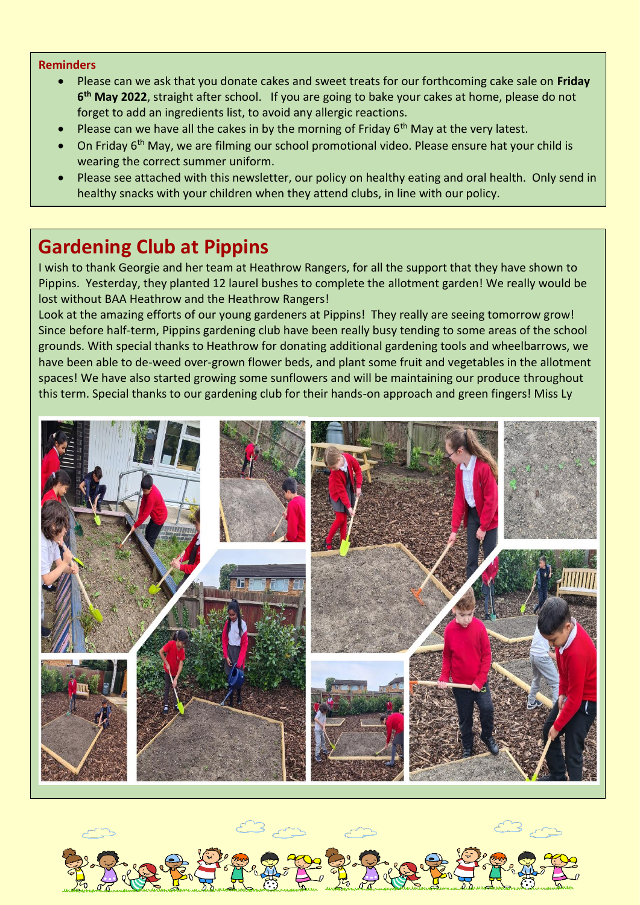**Reminders**

- Please can we ask that you donate cakes and sweet treats for our forthcoming cake sale on **Friday 6th May 2022**, straight after school. If you are going to bake your cakes at home, please do not forget to add an ingredients list, to avoid any allergic reactions.
- Please can we have all the cakes in by the morning of Friday 6th May at the very latest.
- On Friday 6th May, we are filming our school promotional video. Please ensure hat your child is wearing the correct summer uniform.
- Please see attached with this newsletter, our policy on healthy eating and oral health. Only send in healthy snacks with your children when they attend clubs, in line with our policy.

## Gardening Club at Pippins

I wish to thank Georgie and her team at Heathrow Rangers, for all the support that they have shown to Pippins. Yesterday, they planted 12 laurel bushes to complete the allotment garden! We really would be lost without BAA Heathrow and the Heathrow Rangers!

Look at the amazing efforts of our young gardeners at Pippins! They really are seeing tomorrow grow! Since before half-term, Pippins gardening club have been really busy tending to some areas of the school grounds. With special thanks to Heathrow for donating additional gardening tools and wheelbarrows, we have been able to de-weed over-grown flower beds, and plant some fruit and vegetables in the allotment spaces! We have also started growing some sunflowers and will be maintaining our produce throughout this term. Special thanks to our gardening club for their hands-on approach and green fingers! Miss Ly